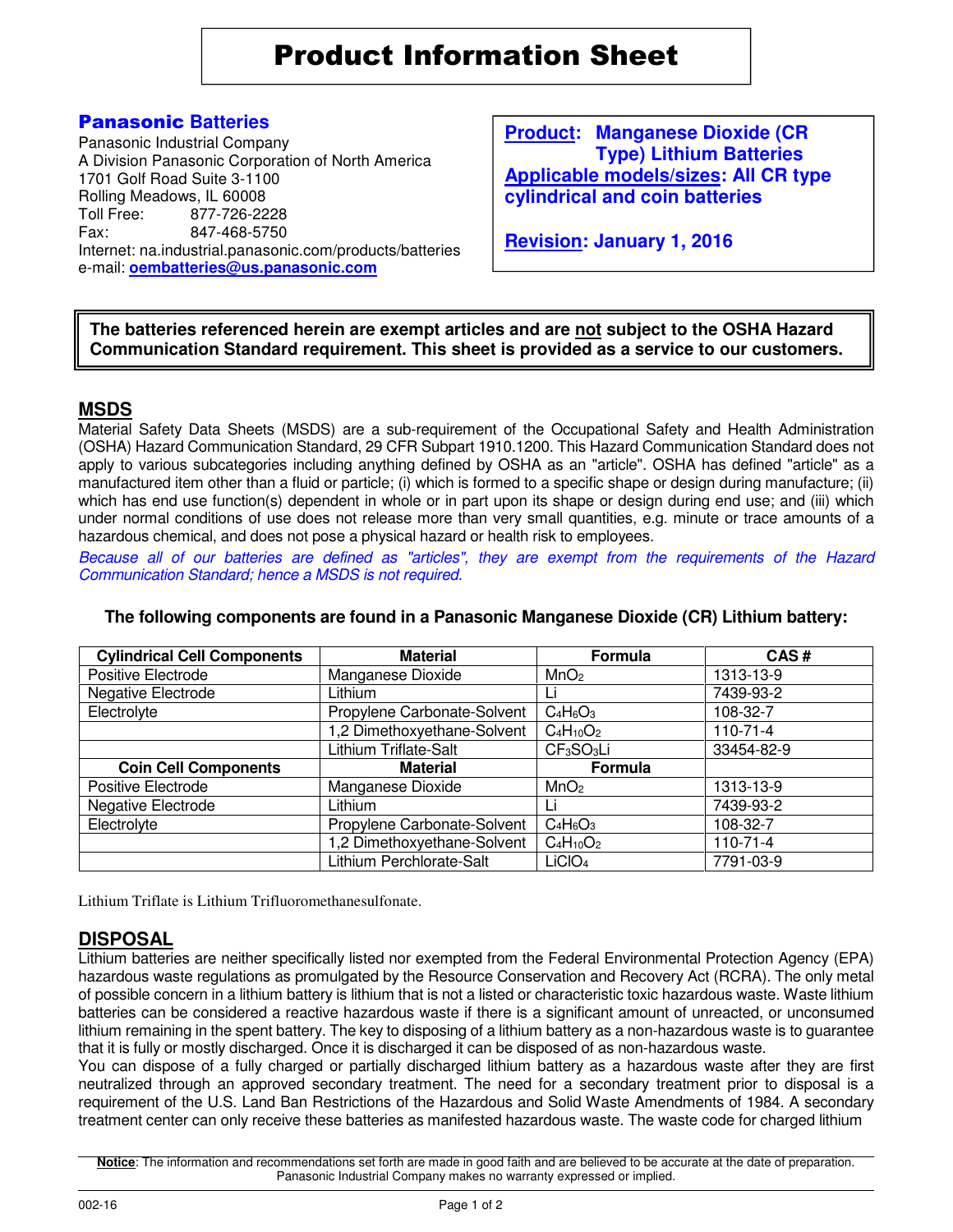# Product Information Sheet

**Panasonic Batteries**
Panasonic Industrial Company
A Division Panasonic Corporation of North America
1701 Golf Road Suite 3-1100
Rolling Meadows, IL 60008
Toll Free: 877-726-2228
Fax: 847-468-5750
Internet: na.industrial.panasonic.com/products/batteries
e-mail: **oembatteries@us.panasonic.com**

**Product: Manganese Dioxide (CR Type) Lithium Batteries**
**Applicable models/sizes: All CR type cylindrical and coin batteries**

**Revision: January 1, 2016**

**The batteries referenced herein are exempt articles and are not subject to the OSHA Hazard Communication Standard requirement. This sheet is provided as a service to our customers.**

## MSDS

Material Safety Data Sheets (MSDS) are a sub-requirement of the Occupational Safety and Health Administration (OSHA) Hazard Communication Standard, 29 CFR Subpart 1910.1200. This Hazard Communication Standard does not apply to various subcategories including anything defined by OSHA as an "article". OSHA has defined "article" as a manufactured item other than a fluid or particle; (i) which is formed to a specific shape or design during manufacture; (ii) which has end use function(s) dependent in whole or in part upon its shape or design during end use; and (iii) which under normal conditions of use does not release more than very small quantities, e.g. minute or trace amounts of a hazardous chemical, and does not pose a physical hazard or health risk to employees.

*Because all of our batteries are defined as "articles", they are exempt from the requirements of the Hazard Communication Standard; hence a MSDS is not required.*

**The following components are found in a Panasonic Manganese Dioxide (CR) Lithium battery:**

| Cylindrical Cell Components | Material | Formula | CAS # |
|---|---|---|---|
| Positive Electrode | Manganese Dioxide | $MnO_2$ | 1313-13-9 |
| Negative Electrode | Lithium | Li | 7439-93-2 |
| Electrolyte | Propylene Carbonate-Solvent | $C_4H_6O_3$ | 108-32-7 |
| | 1,2 Dimethoxyethane-Solvent | $C_4H_{10}O_2$ | 110-71-4 |
| | Lithium Triflate-Salt | $CF_3SO_3Li$ | 33454-82-9 |
| **Coin Cell Components** | **Material** | **Formula** | |
| Positive Electrode | Manganese Dioxide | $MnO_2$ | 1313-13-9 |
| Negative Electrode | Lithium | Li | 7439-93-2 |
| Electrolyte | Propylene Carbonate-Solvent | $C_4H_6O_3$ | 108-32-7 |
| | 1,2 Dimethoxyethane-Solvent | $C_4H_{10}O_2$ | 110-71-4 |
| | Lithium Perchlorate-Salt | $LiClO_4$ | 7791-03-9 |

Lithium Triflate is Lithium Trifluoromethanesulfonate.

## DISPOSAL

Lithium batteries are neither specifically listed nor exempted from the Federal Environmental Protection Agency (EPA) hazardous waste regulations as promulgated by the Resource Conservation and Recovery Act (RCRA). The only metal of possible concern in a lithium battery is lithium that is not a listed or characteristic toxic hazardous waste. Waste lithium batteries can be considered a reactive hazardous waste if there is a significant amount of unreacted, or unconsumed lithium remaining in the spent battery. The key to disposing of a lithium battery as a non-hazardous waste is to guarantee that it is fully or mostly discharged. Once it is discharged it can be disposed of as non-hazardous waste.
You can dispose of a fully charged or partially discharged lithium battery as a hazardous waste after they are first neutralized through an approved secondary treatment. The need for a secondary treatment prior to disposal is a requirement of the U.S. Land Ban Restrictions of the Hazardous and Solid Waste Amendments of 1984. A secondary treatment center can only receive these batteries as manifested hazardous waste. The waste code for charged lithium

**Notice**: The information and recommendations set forth are made in good faith and are believed to be accurate at the date of preparation. Panasonic Industrial Company makes no warranty expressed or implied.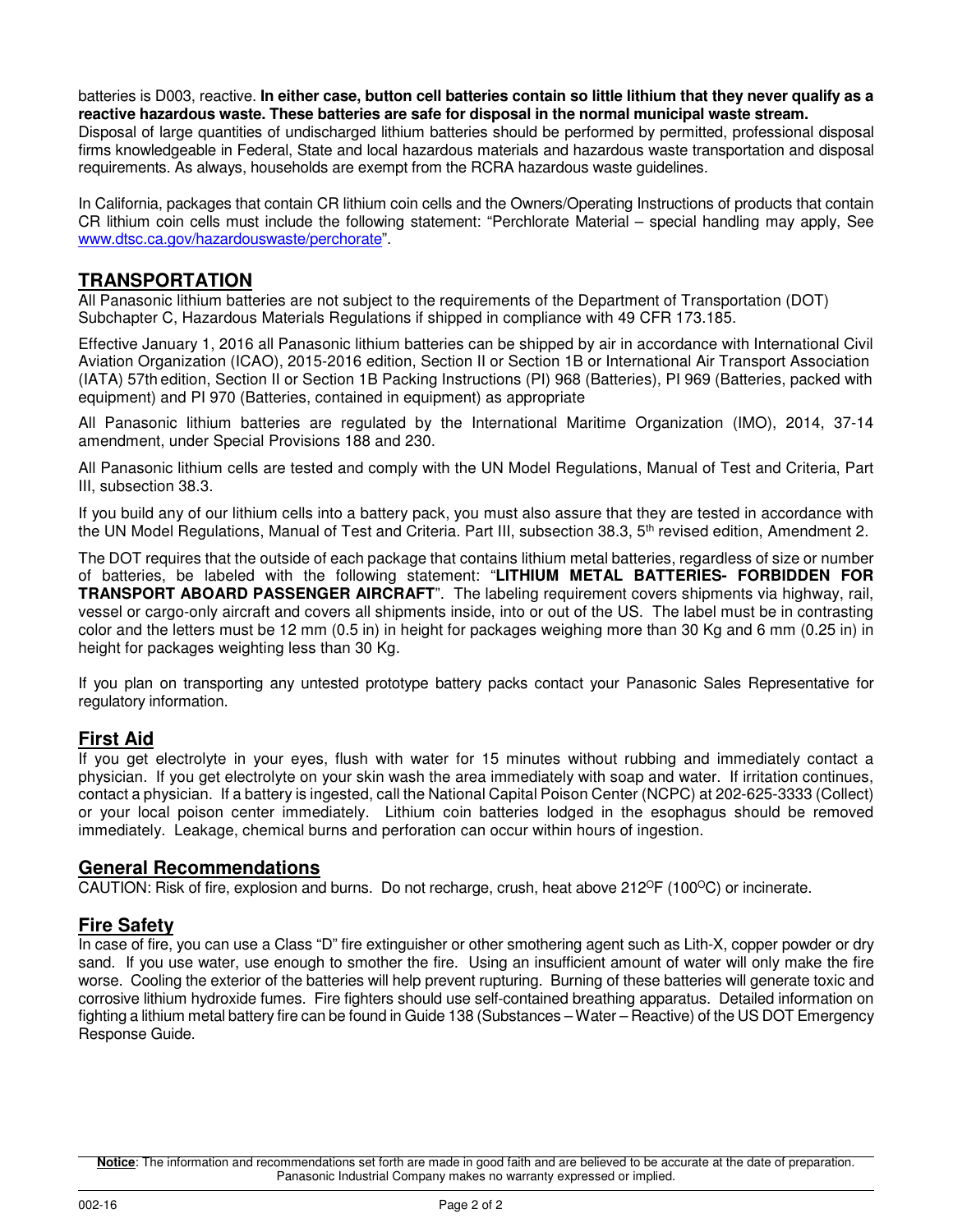batteries is D003, reactive. **In either case, button cell batteries contain so little lithium that they never qualify as a reactive hazardous waste. These batteries are safe for disposal in the normal municipal waste stream.** Disposal of large quantities of undischarged lithium batteries should be performed by permitted, professional disposal firms knowledgeable in Federal, State and local hazardous materials and hazardous waste transportation and disposal requirements. As always, households are exempt from the RCRA hazardous waste guidelines.

In California, packages that contain CR lithium coin cells and the Owners/Operating Instructions of products that contain CR lithium coin cells must include the following statement: "Perchlorate Material – special handling may apply, See www.dtsc.ca.gov/hazardouswaste/perchorate".

## TRANSPORTATION

All Panasonic lithium batteries are not subject to the requirements of the Department of Transportation (DOT) Subchapter C, Hazardous Materials Regulations if shipped in compliance with 49 CFR 173.185.

Effective January 1, 2016 all Panasonic lithium batteries can be shipped by air in accordance with International Civil Aviation Organization (ICAO), 2015-2016 edition, Section II or Section 1B or International Air Transport Association (IATA) 57th edition, Section II or Section 1B Packing Instructions (PI) 968 (Batteries), PI 969 (Batteries, packed with equipment) and PI 970 (Batteries, contained in equipment) as appropriate

All Panasonic lithium batteries are regulated by the International Maritime Organization (IMO), 2014, 37-14 amendment, under Special Provisions 188 and 230.

All Panasonic lithium cells are tested and comply with the UN Model Regulations, Manual of Test and Criteria, Part III, subsection 38.3.

If you build any of our lithium cells into a battery pack, you must also assure that they are tested in accordance with the UN Model Regulations, Manual of Test and Criteria. Part III, subsection 38.3, 5th revised edition, Amendment 2.

The DOT requires that the outside of each package that contains lithium metal batteries, regardless of size or number of batteries, be labeled with the following statement: "**LITHIUM METAL BATTERIES- FORBIDDEN FOR TRANSPORT ABOARD PASSENGER AIRCRAFT**". The labeling requirement covers shipments via highway, rail, vessel or cargo-only aircraft and covers all shipments inside, into or out of the US. The label must be in contrasting color and the letters must be 12 mm (0.5 in) in height for packages weighing more than 30 Kg and 6 mm (0.25 in) in height for packages weighting less than 30 Kg.

If you plan on transporting any untested prototype battery packs contact your Panasonic Sales Representative for regulatory information.

## First Aid

If you get electrolyte in your eyes, flush with water for 15 minutes without rubbing and immediately contact a physician. If you get electrolyte on your skin wash the area immediately with soap and water. If irritation continues, contact a physician. If a battery is ingested, call the National Capital Poison Center (NCPC) at 202-625-3333 (Collect) or your local poison center immediately. Lithium coin batteries lodged in the esophagus should be removed immediately. Leakage, chemical burns and perforation can occur within hours of ingestion.

## General Recommendations

CAUTION: Risk of fire, explosion and burns. Do not recharge, crush, heat above 212°F (100°C) or incinerate.

## Fire Safety

In case of fire, you can use a Class "D" fire extinguisher or other smothering agent such as Lith-X, copper powder or dry sand. If you use water, use enough to smother the fire. Using an insufficient amount of water will only make the fire worse. Cooling the exterior of the batteries will help prevent rupturing. Burning of these batteries will generate toxic and corrosive lithium hydroxide fumes. Fire fighters should use self-contained breathing apparatus. Detailed information on fighting a lithium metal battery fire can be found in Guide 138 (Substances – Water – Reactive) of the US DOT Emergency Response Guide.

**Notice**: The information and recommendations set forth are made in good faith and are believed to be accurate at the date of preparation. Panasonic Industrial Company makes no warranty expressed or implied.

002-16